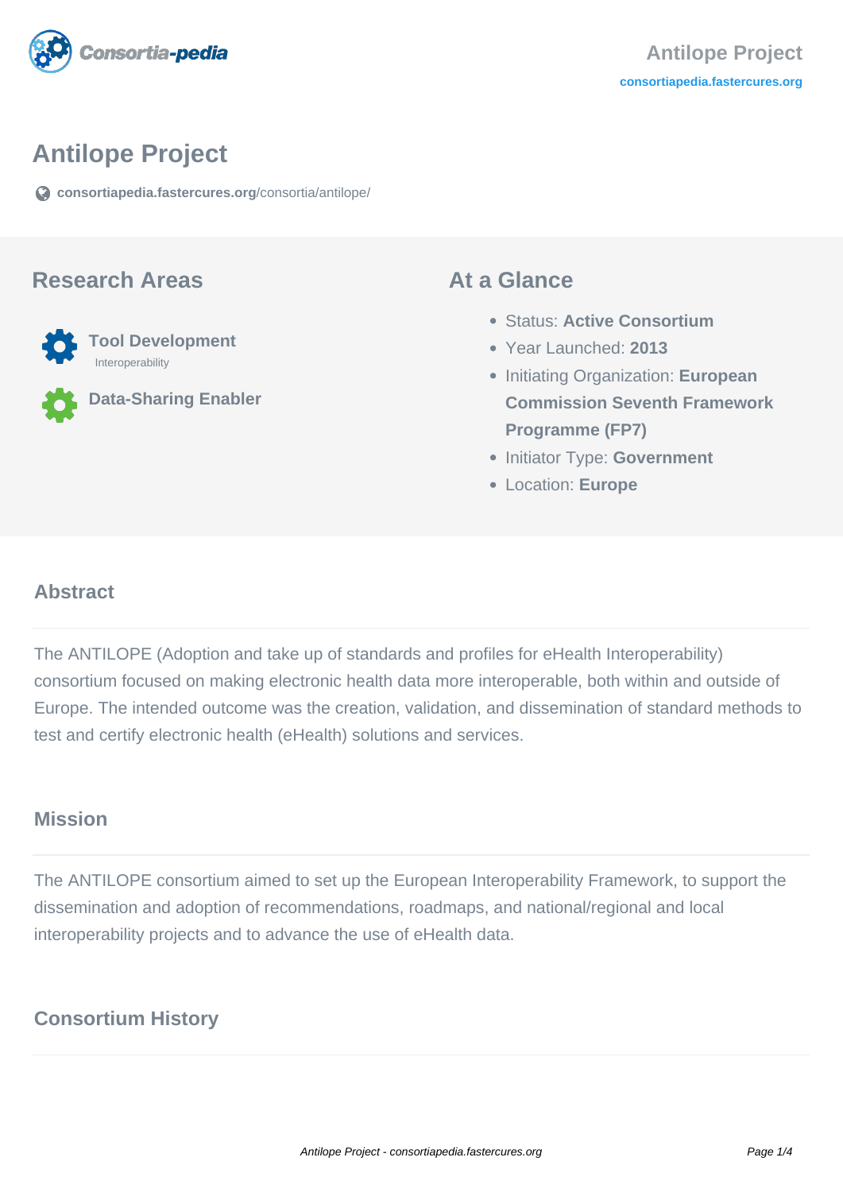# Antilope Project

consortiapedia.fastercures.org/consortia/antilope/

## Research Areas

**Tool Development**
Interoperability

**Data-Sharing Enabler**

## At a Glance

- Status: **Active Consortium**
- Year Launched: **2013**
- Initiating Organization: **European Commission Seventh Framework Programme (FP7)**
- Initiator Type: **Government**
- Location: **Europe**

## Abstract

The ANTILOPE (Adoption and take up of standards and profiles for eHealth Interoperability) consortium focused on making electronic health data more interoperable, both within and outside of Europe. The intended outcome was the creation, validation, and dissemination of standard methods to test and certify electronic health (eHealth) solutions and services.

## Mission

The ANTILOPE consortium aimed to set up the European Interoperability Framework, to support the dissemination and adoption of recommendations, roadmaps, and national/regional and local interoperability projects and to advance the use of eHealth data.

## Consortium History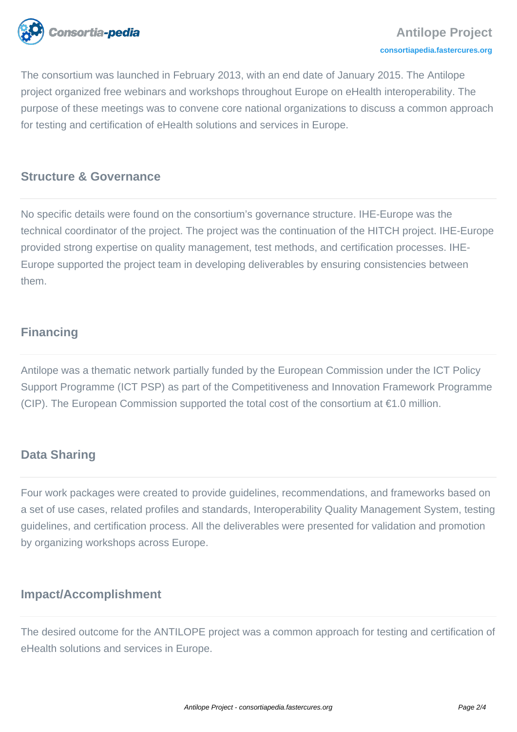The consortium was launched in February 2013, with an end date of January 2015. The Antilope project organized free webinars and workshops throughout Europe on eHealth interoperability. The purpose of these meetings was to convene core national organizations to discuss a common approach for testing and certification of eHealth solutions and services in Europe.

## Structure & Governance

No specific details were found on the consortium's governance structure. IHE-Europe was the technical coordinator of the project. The project was the continuation of the HITCH project. IHE-Europe provided strong expertise on quality management, test methods, and certification processes. IHE-Europe supported the project team in developing deliverables by ensuring consistencies between them.

## Financing

Antilope was a thematic network partially funded by the European Commission under the ICT Policy Support Programme (ICT PSP) as part of the Competitiveness and Innovation Framework Programme (CIP). The European Commission supported the total cost of the consortium at €1.0 million.

## Data Sharing

Four work packages were created to provide guidelines, recommendations, and frameworks based on a set of use cases, related profiles and standards, Interoperability Quality Management System, testing guidelines, and certification process. All the deliverables were presented for validation and promotion by organizing workshops across Europe.

## Impact/Accomplishment

The desired outcome for the ANTILOPE project was a common approach for testing and certification of eHealth solutions and services in Europe.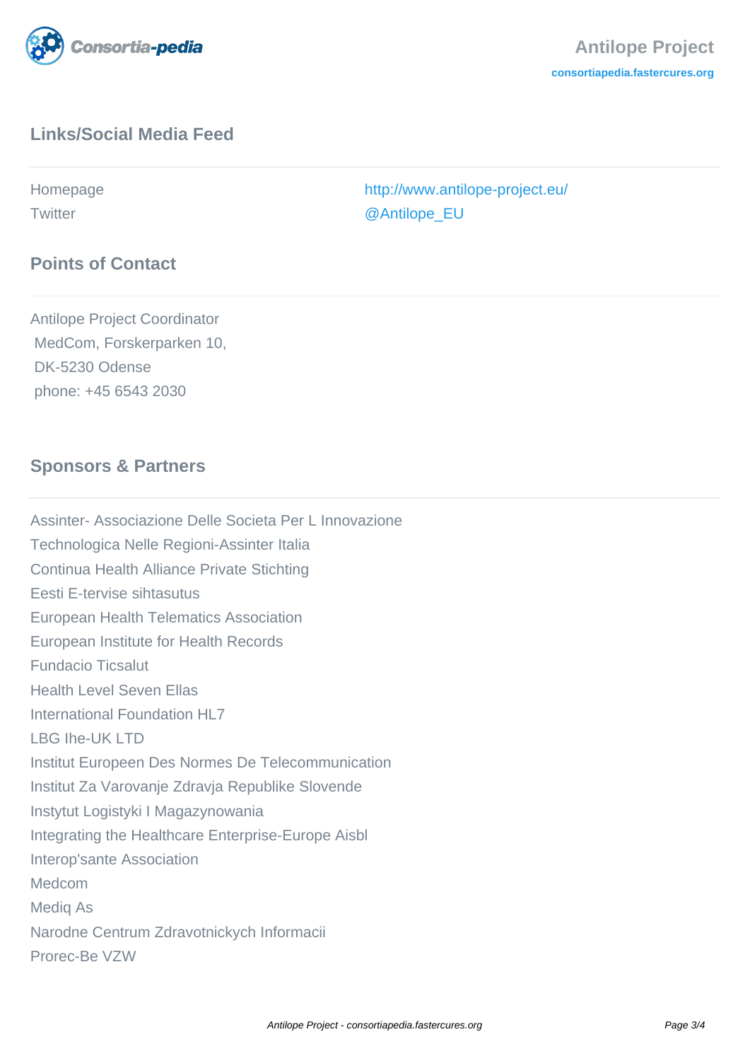## Links/Social Media Feed

| | |
|---|---|
| Homepage | http://www.antilope-project.eu/ |
| Twitter | @Antilope_EU |

## Points of Contact

Antilope Project Coordinator
MedCom, Forskerparken 10,
DK-5230 Odense
phone: +45 6543 2030

## Sponsors & Partners

Assinter- Associazione Delle Societa Per L Innovazione Technologica Nelle Regioni-Assinter Italia
Continua Health Alliance Private Stichting
Eesti E-tervise sihtasutus
European Health Telematics Association
European Institute for Health Records
Fundacio Ticsalut
Health Level Seven Ellas
International Foundation HL7
LBG Ihe-UK LTD
Institut Europeen Des Normes De Telecommunication
Institut Za Varovanje Zdravja Republike Slovende
Instytut Logistyki I Magazynowania
Integrating the Healthcare Enterprise-Europe Aisbl
Interop'sante Association
Medcom
Mediq As
Narodne Centrum Zdravotnickych Informacii
Prorec-Be VZW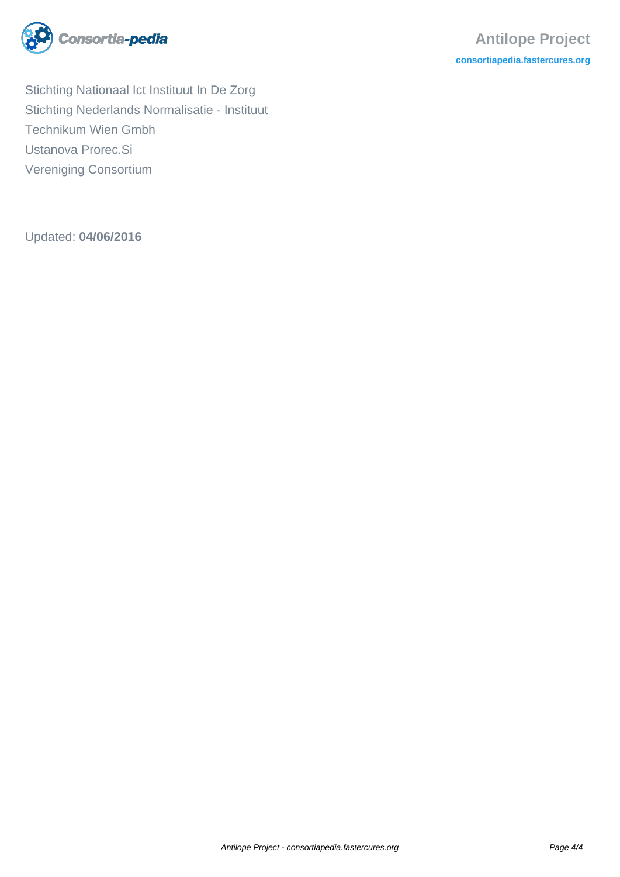Stichting Nationaal Ict Instituut In De Zorg
Stichting Nederlands Normalisatie - Instituut
Technikum Wien Gmbh
Ustanova Prorec.Si
Vereniging Consortium

---

Updated: **04/06/2016**